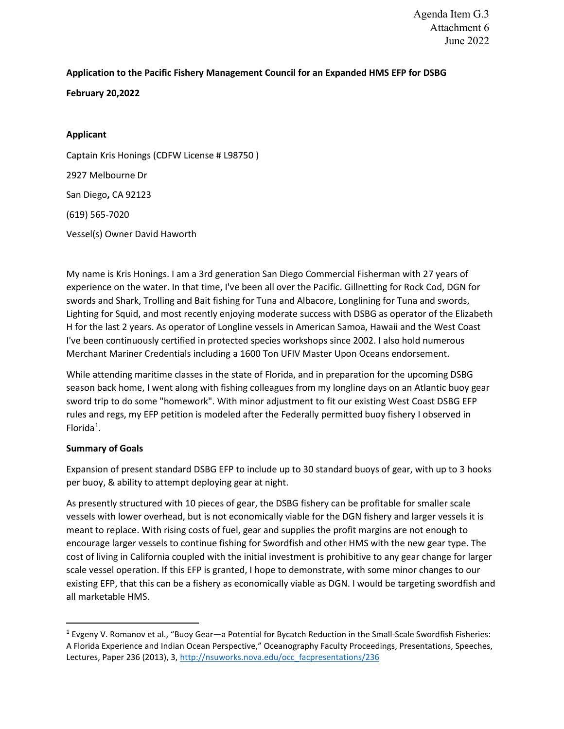Agenda Item G.3
Attachment 6
June 2022

**Application to the Pacific Fishery Management Council for an Expanded HMS EFP for DSBG**

**February 20,2022**

**Applicant**

Captain Kris Honings (CDFW License # L98750 )

2927 Melbourne Dr

San Diego, CA 92123

(619) 565-7020

Vessel(s) Owner David Haworth

My name is Kris Honings. I am a 3rd generation San Diego Commercial Fisherman with 27 years of experience on the water. In that time, I've been all over the Pacific. Gillnetting for Rock Cod, DGN for swords and Shark, Trolling and Bait fishing for Tuna and Albacore, Longlining for Tuna and swords, Lighting for Squid, and most recently enjoying moderate success with DSBG as operator of the Elizabeth H for the last 2 years. As operator of Longline vessels in American Samoa, Hawaii and the West Coast I've been continuously certified in protected species workshops since 2002. I also hold numerous Merchant Mariner Credentials including a 1600 Ton UFIV Master Upon Oceans endorsement.

While attending maritime classes in the state of Florida, and in preparation for the upcoming DSBG season back home, I went along with fishing colleagues from my longline days on an Atlantic buoy gear sword trip to do some "homework". With minor adjustment to fit our existing West Coast DSBG EFP rules and regs, my EFP petition is modeled after the Federally permitted buoy fishery I observed in Florida[1].

**Summary of Goals**

Expansion of present standard DSBG EFP to include up to 30 standard buoys of gear, with up to 3 hooks per buoy, & ability to attempt deploying gear at night.

As presently structured with 10 pieces of gear, the DSBG fishery can be profitable for smaller scale vessels with lower overhead, but is not economically viable for the DGN fishery and larger vessels it is meant to replace. With rising costs of fuel, gear and supplies the profit margins are not enough to encourage larger vessels to continue fishing for Swordfish and other HMS with the new gear type. The cost of living in California coupled with the initial investment is prohibitive to any gear change for larger scale vessel operation. If this EFP is granted, I hope to demonstrate, with some minor changes to our existing EFP, that this can be a fishery as economically viable as DGN. I would be targeting swordfish and all marketable HMS.

---

[1] Evgeny V. Romanov et al., "Buoy Gear—a Potential for Bycatch Reduction in the Small-Scale Swordfish Fisheries: A Florida Experience and Indian Ocean Perspective," Oceanography Faculty Proceedings, Presentations, Speeches, Lectures, Paper 236 (2013), 3, http://nsuworks.nova.edu/occ_facpresentations/236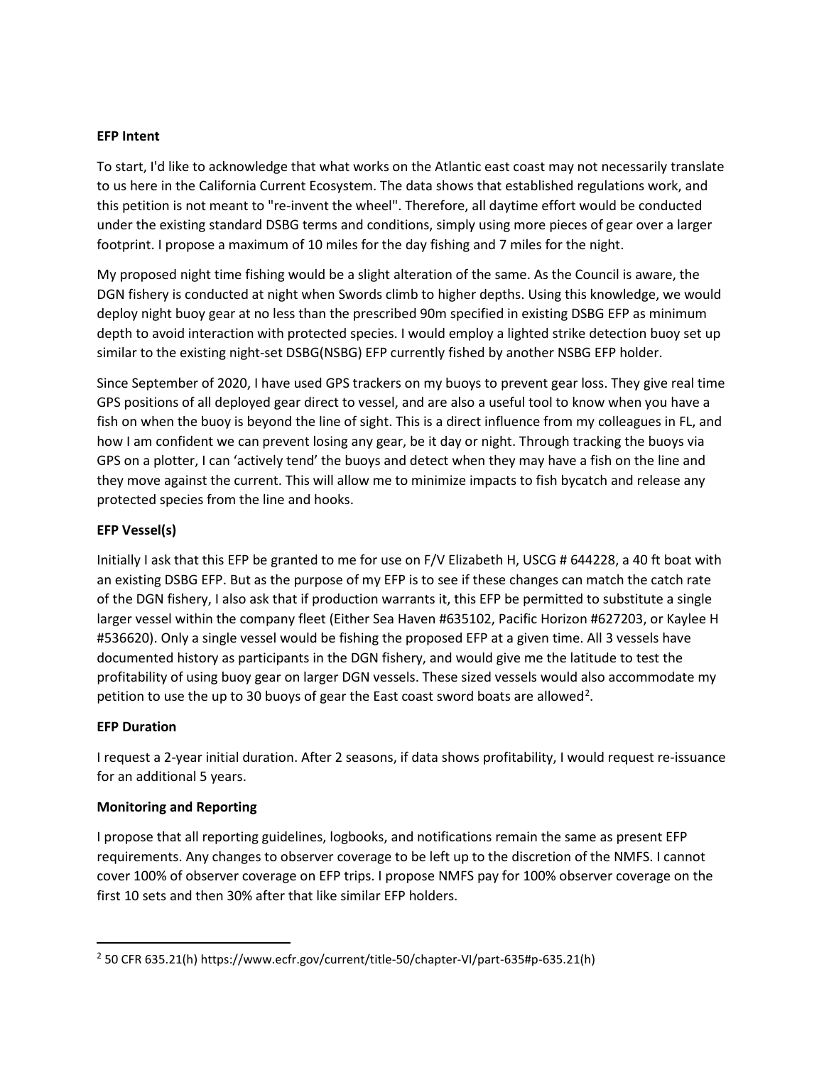**EFP Intent**

To start, I'd like to acknowledge that what works on the Atlantic east coast may not necessarily translate to us here in the California Current Ecosystem. The data shows that established regulations work, and this petition is not meant to "re-invent the wheel". Therefore, all daytime effort would be conducted under the existing standard DSBG terms and conditions, simply using more pieces of gear over a larger footprint. I propose a maximum of 10 miles for the day fishing and 7 miles for the night.

My proposed night time fishing would be a slight alteration of the same. As the Council is aware, the DGN fishery is conducted at night when Swords climb to higher depths. Using this knowledge, we would deploy night buoy gear at no less than the prescribed 90m specified in existing DSBG EFP as minimum depth to avoid interaction with protected species. I would employ a lighted strike detection buoy set up similar to the existing night-set DSBG(NSBG) EFP currently fished by another NSBG EFP holder.

Since September of 2020, I have used GPS trackers on my buoys to prevent gear loss. They give real time GPS positions of all deployed gear direct to vessel, and are also a useful tool to know when you have a fish on when the buoy is beyond the line of sight. This is a direct influence from my colleagues in FL, and how I am confident we can prevent losing any gear, be it day or night. Through tracking the buoys via GPS on a plotter, I can 'actively tend' the buoys and detect when they may have a fish on the line and they move against the current. This will allow me to minimize impacts to fish bycatch and release any protected species from the line and hooks.

**EFP Vessel(s)**

Initially I ask that this EFP be granted to me for use on F/V Elizabeth H, USCG # 644228, a 40 ft boat with an existing DSBG EFP. But as the purpose of my EFP is to see if these changes can match the catch rate of the DGN fishery, I also ask that if production warrants it, this EFP be permitted to substitute a single larger vessel within the company fleet (Either Sea Haven #635102, Pacific Horizon #627203, or Kaylee H #536620). Only a single vessel would be fishing the proposed EFP at a given time. All 3 vessels have documented history as participants in the DGN fishery, and would give me the latitude to test the profitability of using buoy gear on larger DGN vessels. These sized vessels would also accommodate my petition to use the up to 30 buoys of gear the East coast sword boats are allowed[2].

**EFP Duration**

I request a 2-year initial duration. After 2 seasons, if data shows profitability, I would request re-issuance for an additional 5 years.

**Monitoring and Reporting**

I propose that all reporting guidelines, logbooks, and notifications remain the same as present EFP requirements. Any changes to observer coverage to be left up to the discretion of the NMFS. I cannot cover 100% of observer coverage on EFP trips. I propose NMFS pay for 100% observer coverage on the first 10 sets and then 30% after that like similar EFP holders.

---

[2] 50 CFR 635.21(h) https://www.ecfr.gov/current/title-50/chapter-VI/part-635#p-635.21(h)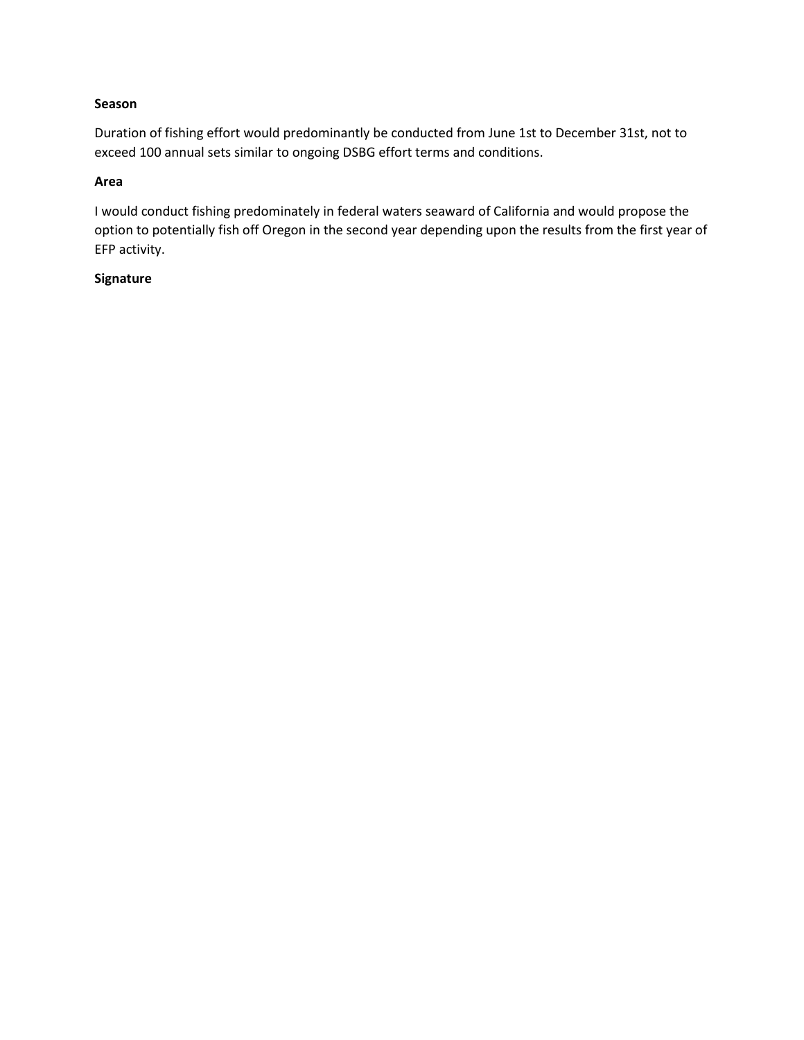**Season**

Duration of fishing effort would predominantly be conducted from June 1st to December 31st, not to exceed 100 annual sets similar to ongoing DSBG effort terms and conditions.

**Area**

I would conduct fishing predominately in federal waters seaward of California and would propose the option to potentially fish off Oregon in the second year depending upon the results from the first year of EFP activity.

**Signature**